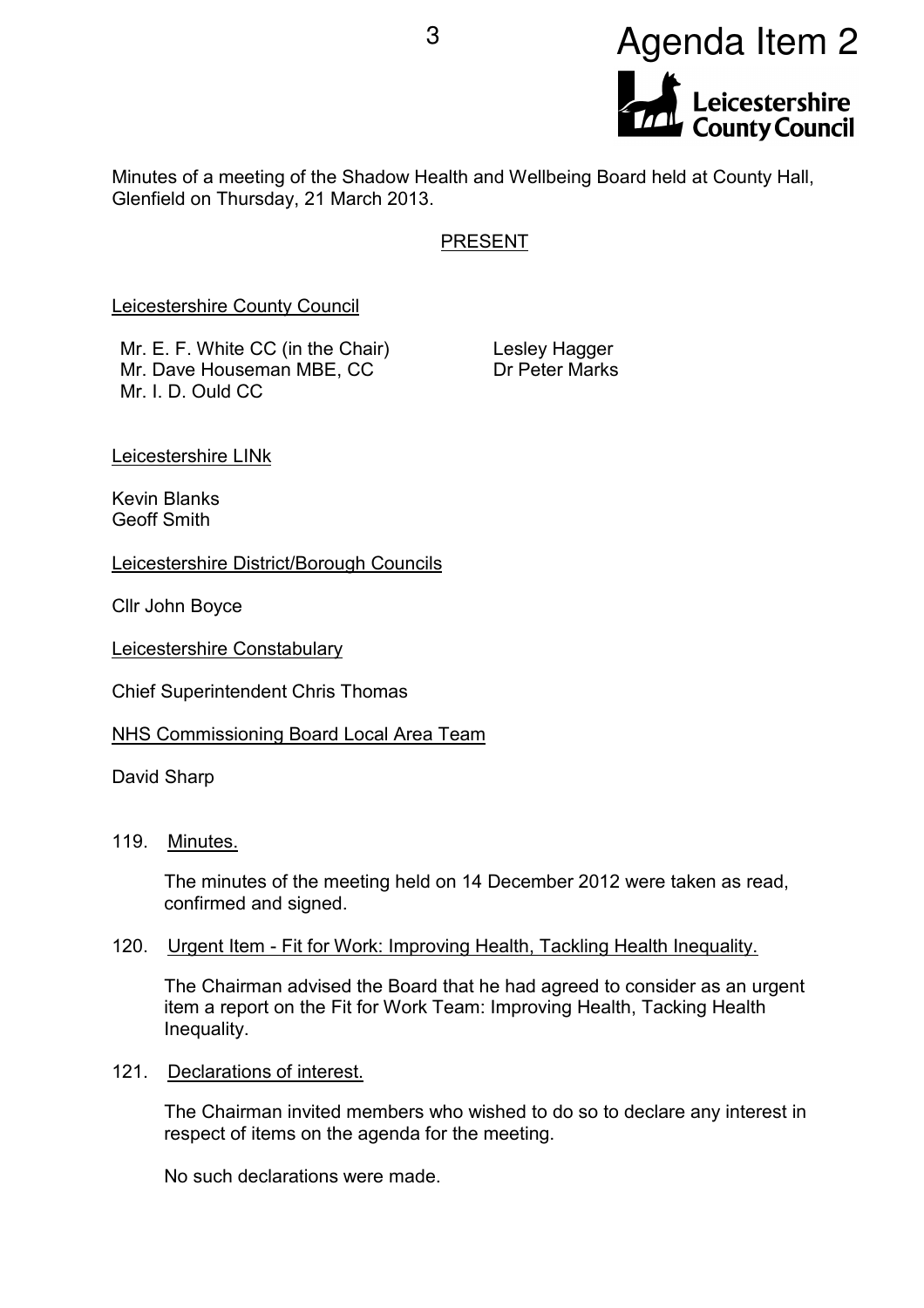Agenda Item 2

Leicestershire County Council

Minutes of a meeting of the Shadow Health and Wellbeing Board held at County Hall, Glenfield on Thursday, 21 March 2013.

## PRESENT

Leicestershire County Council

Mr. E. F. White CC (in the Chair)
Mr. Dave Houseman MBE, CC
Mr. I. D. Ould CC
Lesley Hagger
Dr Peter Marks

Leicestershire LINk

Kevin Blanks
Geoff Smith

Leicestershire District/Borough Councils

Cllr John Boyce

Leicestershire Constabulary

Chief Superintendent Chris Thomas

NHS Commissioning Board Local Area Team

David Sharp

### 119. Minutes.

The minutes of the meeting held on 14 December 2012 were taken as read, confirmed and signed.

### 120. Urgent Item - Fit for Work: Improving Health, Tackling Health Inequality.

The Chairman advised the Board that he had agreed to consider as an urgent item a report on the Fit for Work Team: Improving Health, Tacking Health Inequality.

### 121. Declarations of interest.

The Chairman invited members who wished to do so to declare any interest in respect of items on the agenda for the meeting.

No such declarations were made.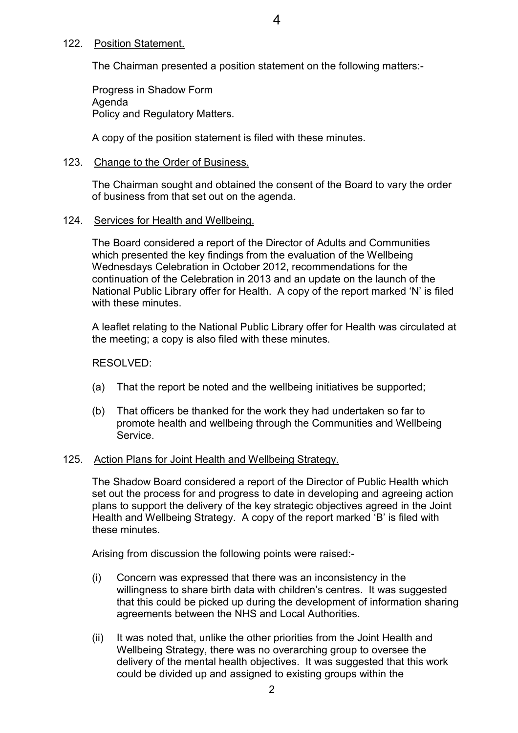122. Position Statement.

The Chairman presented a position statement on the following matters:-

Progress in Shadow Form
Agenda
Policy and Regulatory Matters.

A copy of the position statement is filed with these minutes.

123. Change to the Order of Business.

The Chairman sought and obtained the consent of the Board to vary the order of business from that set out on the agenda.

124. Services for Health and Wellbeing.

The Board considered a report of the Director of Adults and Communities which presented the key findings from the evaluation of the Wellbeing Wednesdays Celebration in October 2012, recommendations for the continuation of the Celebration in 2013 and an update on the launch of the National Public Library offer for Health. A copy of the report marked 'N' is filed with these minutes.

A leaflet relating to the National Public Library offer for Health was circulated at the meeting; a copy is also filed with these minutes.

RESOLVED:

(a) That the report be noted and the wellbeing initiatives be supported;

(b) That officers be thanked for the work they had undertaken so far to promote health and wellbeing through the Communities and Wellbeing Service.

125. Action Plans for Joint Health and Wellbeing Strategy.

The Shadow Board considered a report of the Director of Public Health which set out the process for and progress to date in developing and agreeing action plans to support the delivery of the key strategic objectives agreed in the Joint Health and Wellbeing Strategy. A copy of the report marked 'B' is filed with these minutes.

Arising from discussion the following points were raised:-

(i) Concern was expressed that there was an inconsistency in the willingness to share birth data with children's centres. It was suggested that this could be picked up during the development of information sharing agreements between the NHS and Local Authorities.

(ii) It was noted that, unlike the other priorities from the Joint Health and Wellbeing Strategy, there was no overarching group to oversee the delivery of the mental health objectives. It was suggested that this work could be divided up and assigned to existing groups within the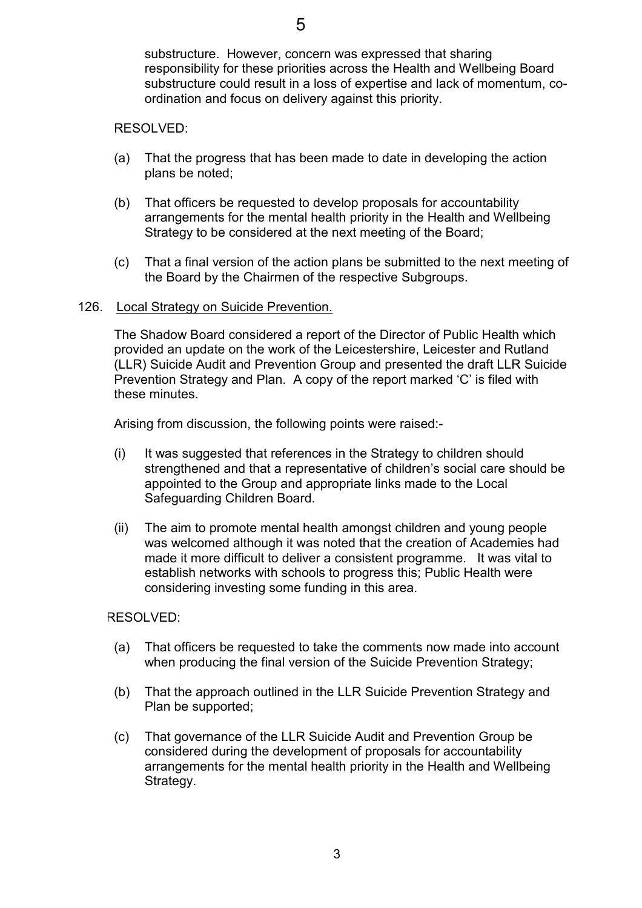substructure. However, concern was expressed that sharing responsibility for these priorities across the Health and Wellbeing Board substructure could result in a loss of expertise and lack of momentum, co-ordination and focus on delivery against this priority.

RESOLVED:

(a) That the progress that has been made to date in developing the action plans be noted;

(b) That officers be requested to develop proposals for accountability arrangements for the mental health priority in the Health and Wellbeing Strategy to be considered at the next meeting of the Board;

(c) That a final version of the action plans be submitted to the next meeting of the Board by the Chairmen of the respective Subgroups.

126. Local Strategy on Suicide Prevention.

The Shadow Board considered a report of the Director of Public Health which provided an update on the work of the Leicestershire, Leicester and Rutland (LLR) Suicide Audit and Prevention Group and presented the draft LLR Suicide Prevention Strategy and Plan. A copy of the report marked 'C' is filed with these minutes.

Arising from discussion, the following points were raised:-

(i) It was suggested that references in the Strategy to children should strengthened and that a representative of children's social care should be appointed to the Group and appropriate links made to the Local Safeguarding Children Board.

(ii) The aim to promote mental health amongst children and young people was welcomed although it was noted that the creation of Academies had made it more difficult to deliver a consistent programme. It was vital to establish networks with schools to progress this; Public Health were considering investing some funding in this area.

RESOLVED:

(a) That officers be requested to take the comments now made into account when producing the final version of the Suicide Prevention Strategy;

(b) That the approach outlined in the LLR Suicide Prevention Strategy and Plan be supported;

(c) That governance of the LLR Suicide Audit and Prevention Group be considered during the development of proposals for accountability arrangements for the mental health priority in the Health and Wellbeing Strategy.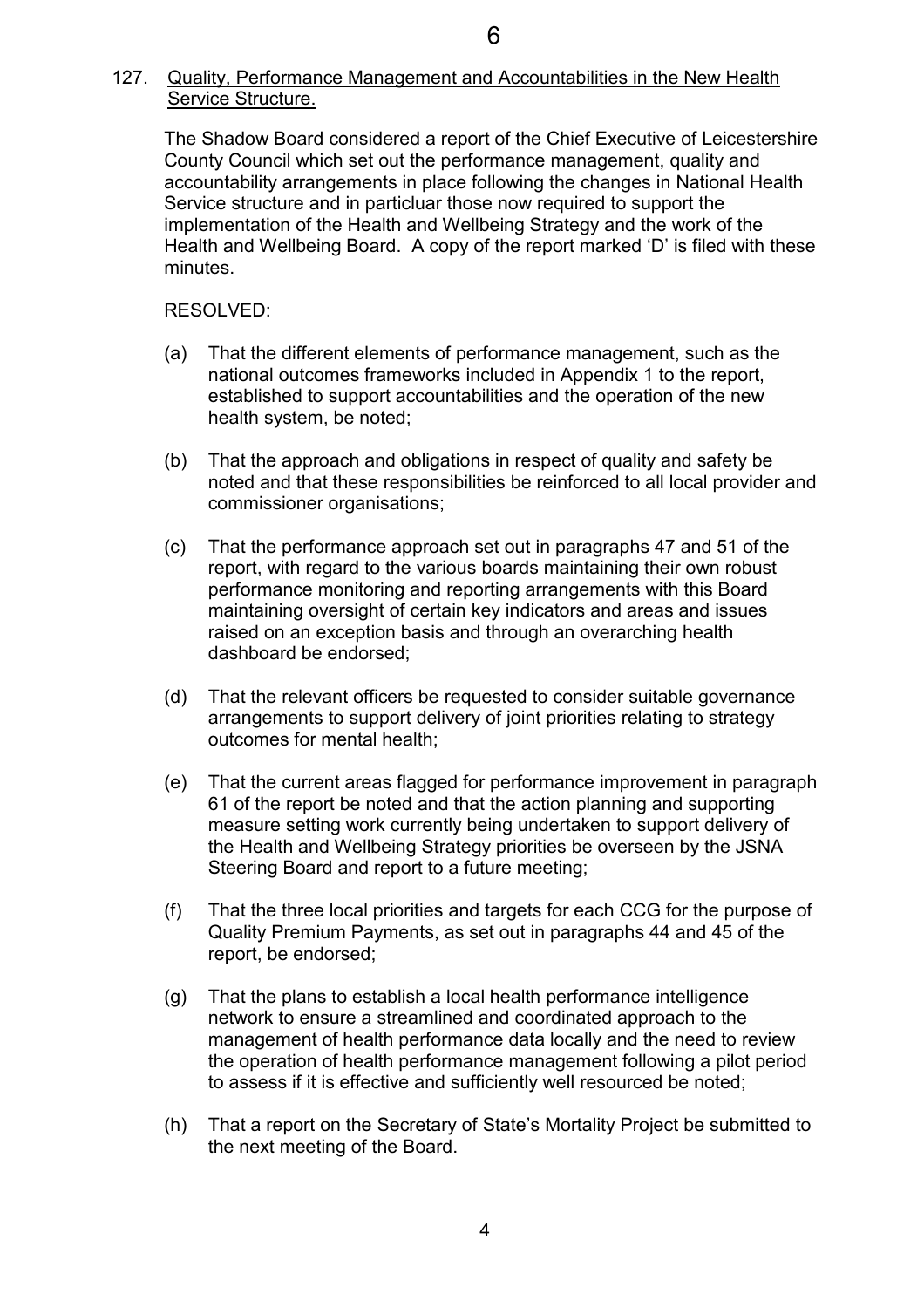## 127. Quality, Performance Management and Accountabilities in the New Health Service Structure.

The Shadow Board considered a report of the Chief Executive of Leicestershire County Council which set out the performance management, quality and accountability arrangements in place following the changes in National Health Service structure and in particluar those now required to support the implementation of the Health and Wellbeing Strategy and the work of the Health and Wellbeing Board. A copy of the report marked 'D' is filed with these minutes.

RESOLVED:

(a) That the different elements of performance management, such as the national outcomes frameworks included in Appendix 1 to the report, established to support accountabilities and the operation of the new health system, be noted;

(b) That the approach and obligations in respect of quality and safety be noted and that these responsibilities be reinforced to all local provider and commissioner organisations;

(c) That the performance approach set out in paragraphs 47 and 51 of the report, with regard to the various boards maintaining their own robust performance monitoring and reporting arrangements with this Board maintaining oversight of certain key indicators and areas and issues raised on an exception basis and through an overarching health dashboard be endorsed;

(d) That the relevant officers be requested to consider suitable governance arrangements to support delivery of joint priorities relating to strategy outcomes for mental health;

(e) That the current areas flagged for performance improvement in paragraph 61 of the report be noted and that the action planning and supporting measure setting work currently being undertaken to support delivery of the Health and Wellbeing Strategy priorities be overseen by the JSNA Steering Board and report to a future meeting;

(f) That the three local priorities and targets for each CCG for the purpose of Quality Premium Payments, as set out in paragraphs 44 and 45 of the report, be endorsed;

(g) That the plans to establish a local health performance intelligence network to ensure a streamlined and coordinated approach to the management of health performance data locally and the need to review the operation of health performance management following a pilot period to assess if it is effective and sufficiently well resourced be noted;

(h) That a report on the Secretary of State's Mortality Project be submitted to the next meeting of the Board.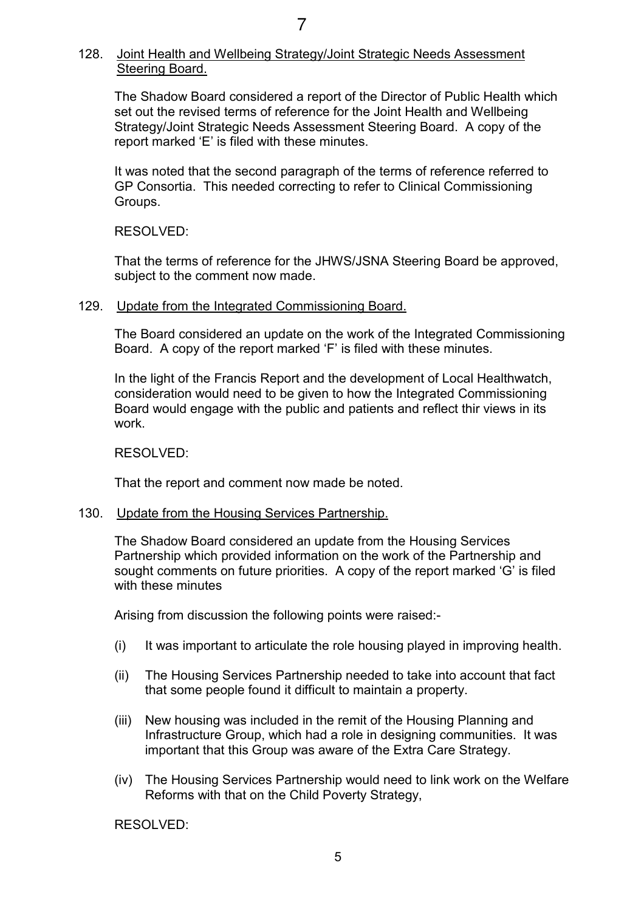128. Joint Health and Wellbeing Strategy/Joint Strategic Needs Assessment Steering Board.

The Shadow Board considered a report of the Director of Public Health which set out the revised terms of reference for the Joint Health and Wellbeing Strategy/Joint Strategic Needs Assessment Steering Board. A copy of the report marked 'E' is filed with these minutes.

It was noted that the second paragraph of the terms of reference referred to GP Consortia. This needed correcting to refer to Clinical Commissioning Groups.

RESOLVED:

That the terms of reference for the JHWS/JSNA Steering Board be approved, subject to the comment now made.

129. Update from the Integrated Commissioning Board.

The Board considered an update on the work of the Integrated Commissioning Board. A copy of the report marked 'F' is filed with these minutes.

In the light of the Francis Report and the development of Local Healthwatch, consideration would need to be given to how the Integrated Commissioning Board would engage with the public and patients and reflect thir views in its work.

RESOLVED:

That the report and comment now made be noted.

130. Update from the Housing Services Partnership.

The Shadow Board considered an update from the Housing Services Partnership which provided information on the work of the Partnership and sought comments on future priorities. A copy of the report marked 'G' is filed with these minutes

Arising from discussion the following points were raised:-

(i) It was important to articulate the role housing played in improving health.

(ii) The Housing Services Partnership needed to take into account that fact that some people found it difficult to maintain a property.

(iii) New housing was included in the remit of the Housing Planning and Infrastructure Group, which had a role in designing communities. It was important that this Group was aware of the Extra Care Strategy.

(iv) The Housing Services Partnership would need to link work on the Welfare Reforms with that on the Child Poverty Strategy,

RESOLVED: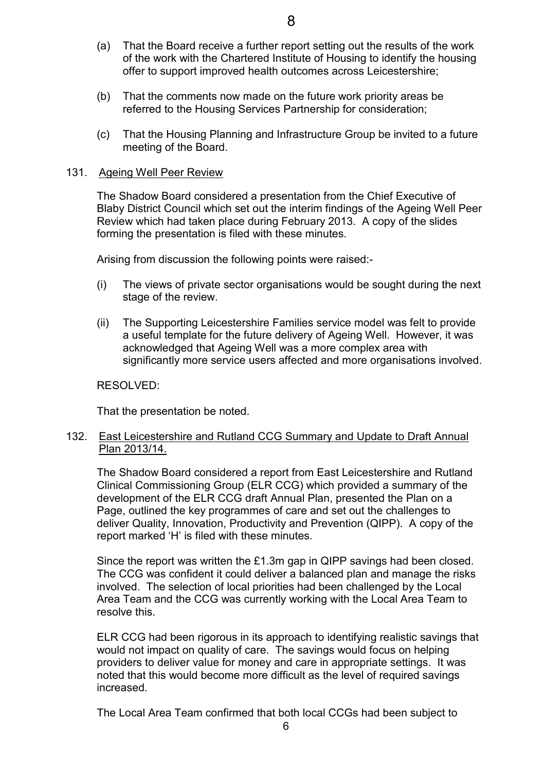(a) That the Board receive a further report setting out the results of the work of the work with the Chartered Institute of Housing to identify the housing offer to support improved health outcomes across Leicestershire;

(b) That the comments now made on the future work priority areas be referred to the Housing Services Partnership for consideration;

(c) That the Housing Planning and Infrastructure Group be invited to a future meeting of the Board.

131. Ageing Well Peer Review

The Shadow Board considered a presentation from the Chief Executive of Blaby District Council which set out the interim findings of the Ageing Well Peer Review which had taken place during February 2013. A copy of the slides forming the presentation is filed with these minutes.

Arising from discussion the following points were raised:-

(i) The views of private sector organisations would be sought during the next stage of the review.

(ii) The Supporting Leicestershire Families service model was felt to provide a useful template for the future delivery of Ageing Well. However, it was acknowledged that Ageing Well was a more complex area with significantly more service users affected and more organisations involved.

RESOLVED:

That the presentation be noted.

132. East Leicestershire and Rutland CCG Summary and Update to Draft Annual Plan 2013/14.

The Shadow Board considered a report from East Leicestershire and Rutland Clinical Commissioning Group (ELR CCG) which provided a summary of the development of the ELR CCG draft Annual Plan, presented the Plan on a Page, outlined the key programmes of care and set out the challenges to deliver Quality, Innovation, Productivity and Prevention (QIPP). A copy of the report marked 'H' is filed with these minutes.

Since the report was written the £1.3m gap in QIPP savings had been closed. The CCG was confident it could deliver a balanced plan and manage the risks involved. The selection of local priorities had been challenged by the Local Area Team and the CCG was currently working with the Local Area Team to resolve this.

ELR CCG had been rigorous in its approach to identifying realistic savings that would not impact on quality of care. The savings would focus on helping providers to deliver value for money and care in appropriate settings. It was noted that this would become more difficult as the level of required savings increased.

The Local Area Team confirmed that both local CCGs had been subject to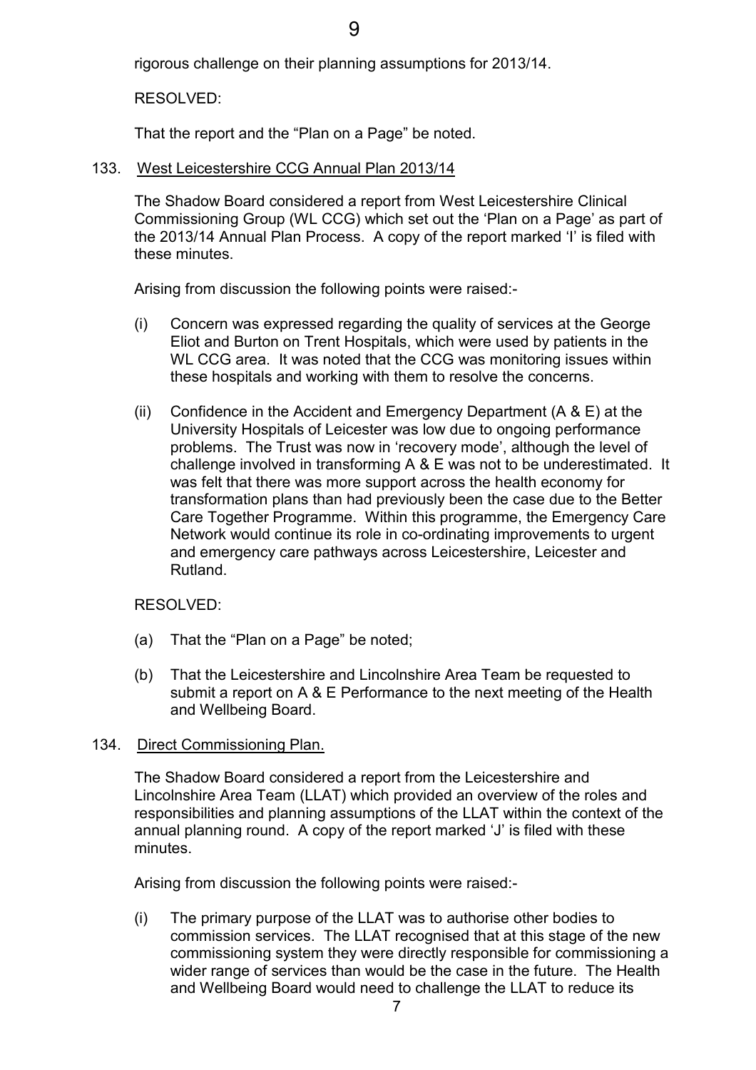rigorous challenge on their planning assumptions for 2013/14.

RESOLVED:

That the report and the "Plan on a Page" be noted.

133. <u>West Leicestershire CCG Annual Plan 2013/14</u>

The Shadow Board considered a report from West Leicestershire Clinical Commissioning Group (WL CCG) which set out the 'Plan on a Page' as part of the 2013/14 Annual Plan Process. A copy of the report marked 'I' is filed with these minutes.

Arising from discussion the following points were raised:-

(i) Concern was expressed regarding the quality of services at the George Eliot and Burton on Trent Hospitals, which were used by patients in the WL CCG area. It was noted that the CCG was monitoring issues within these hospitals and working with them to resolve the concerns.

(ii) Confidence in the Accident and Emergency Department (A & E) at the University Hospitals of Leicester was low due to ongoing performance problems. The Trust was now in 'recovery mode', although the level of challenge involved in transforming A & E was not to be underestimated. It was felt that there was more support across the health economy for transformation plans than had previously been the case due to the Better Care Together Programme. Within this programme, the Emergency Care Network would continue its role in co-ordinating improvements to urgent and emergency care pathways across Leicestershire, Leicester and Rutland.

RESOLVED:

(a) That the "Plan on a Page" be noted;

(b) That the Leicestershire and Lincolnshire Area Team be requested to submit a report on A & E Performance to the next meeting of the Health and Wellbeing Board.

134. <u>Direct Commissioning Plan.</u>

The Shadow Board considered a report from the Leicestershire and Lincolnshire Area Team (LLAT) which provided an overview of the roles and responsibilities and planning assumptions of the LLAT within the context of the annual planning round. A copy of the report marked 'J' is filed with these minutes.

Arising from discussion the following points were raised:-

(i) The primary purpose of the LLAT was to authorise other bodies to commission services. The LLAT recognised that at this stage of the new commissioning system they were directly responsible for commissioning a wider range of services than would be the case in the future. The Health and Wellbeing Board would need to challenge the LLAT to reduce its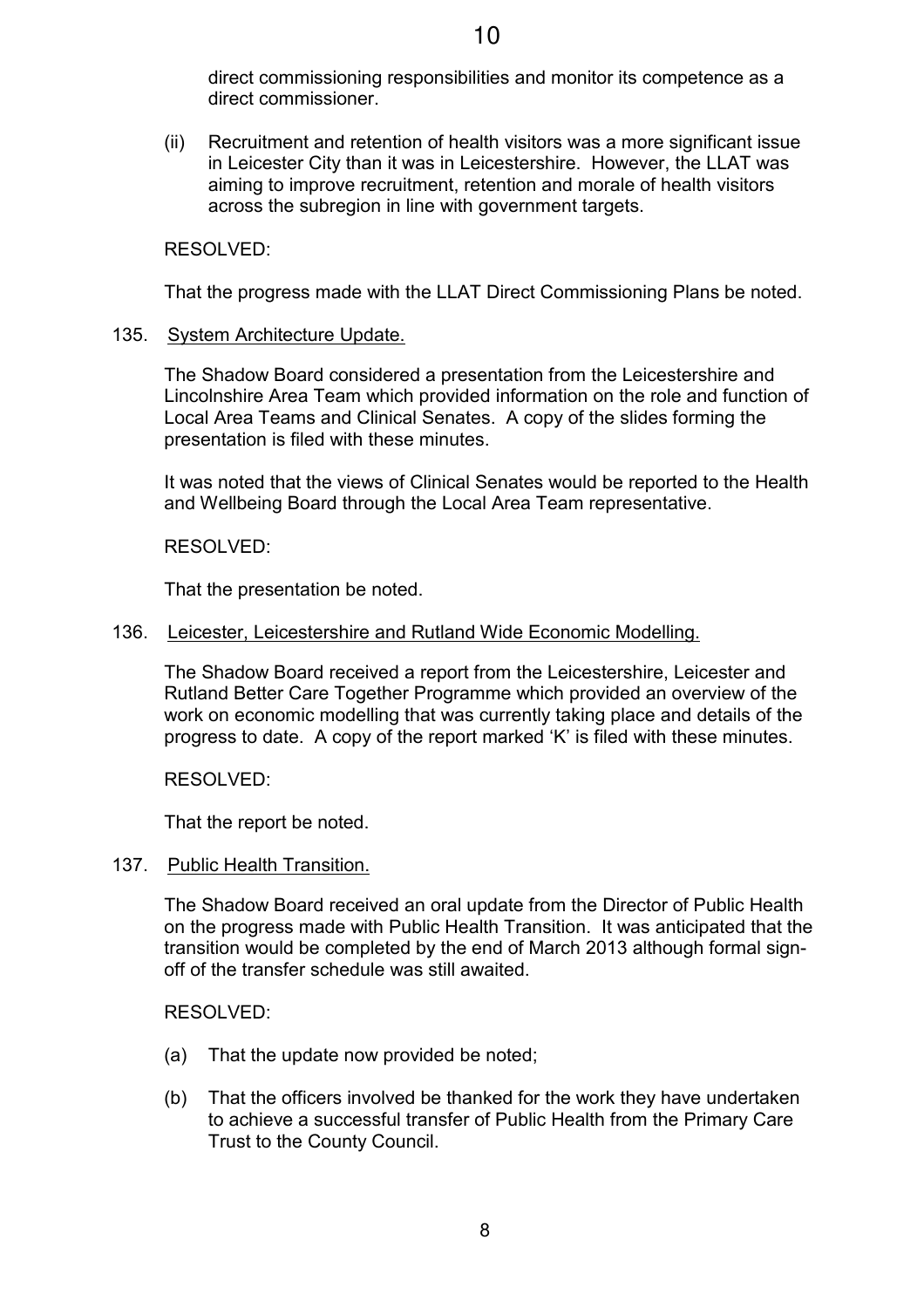direct commissioning responsibilities and monitor its competence as a direct commissioner.

(ii) Recruitment and retention of health visitors was a more significant issue in Leicester City than it was in Leicestershire. However, the LLAT was aiming to improve recruitment, retention and morale of health visitors across the subregion in line with government targets.

RESOLVED:

That the progress made with the LLAT Direct Commissioning Plans be noted.

135. System Architecture Update.

The Shadow Board considered a presentation from the Leicestershire and Lincolnshire Area Team which provided information on the role and function of Local Area Teams and Clinical Senates. A copy of the slides forming the presentation is filed with these minutes.

It was noted that the views of Clinical Senates would be reported to the Health and Wellbeing Board through the Local Area Team representative.

RESOLVED:

That the presentation be noted.

136. Leicester, Leicestershire and Rutland Wide Economic Modelling.

The Shadow Board received a report from the Leicestershire, Leicester and Rutland Better Care Together Programme which provided an overview of the work on economic modelling that was currently taking place and details of the progress to date. A copy of the report marked 'K' is filed with these minutes.

RESOLVED:

That the report be noted.

137. Public Health Transition.

The Shadow Board received an oral update from the Director of Public Health on the progress made with Public Health Transition. It was anticipated that the transition would be completed by the end of March 2013 although formal sign-off of the transfer schedule was still awaited.

RESOLVED:

(a) That the update now provided be noted;

(b) That the officers involved be thanked for the work they have undertaken to achieve a successful transfer of Public Health from the Primary Care Trust to the County Council.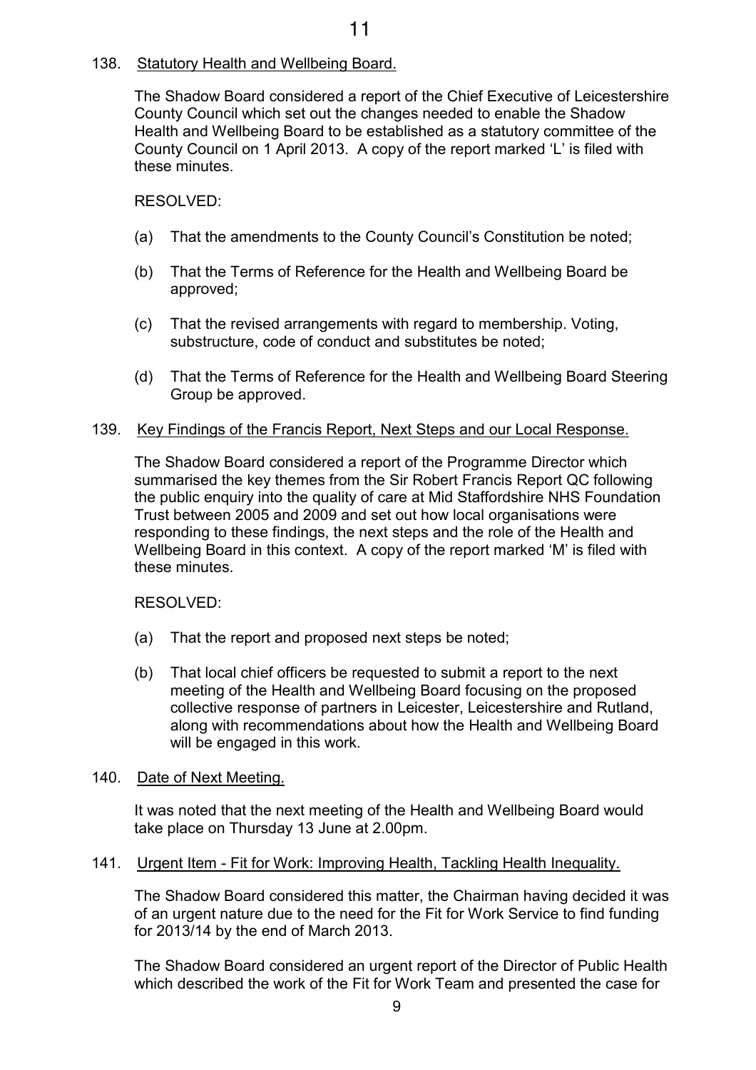138. Statutory Health and Wellbeing Board.

The Shadow Board considered a report of the Chief Executive of Leicestershire County Council which set out the changes needed to enable the Shadow Health and Wellbeing Board to be established as a statutory committee of the County Council on 1 April 2013. A copy of the report marked 'L' is filed with these minutes.

RESOLVED:

(a) That the amendments to the County Council's Constitution be noted;

(b) That the Terms of Reference for the Health and Wellbeing Board be approved;

(c) That the revised arrangements with regard to membership. Voting, substructure, code of conduct and substitutes be noted;

(d) That the Terms of Reference for the Health and Wellbeing Board Steering Group be approved.

139. Key Findings of the Francis Report, Next Steps and our Local Response.

The Shadow Board considered a report of the Programme Director which summarised the key themes from the Sir Robert Francis Report QC following the public enquiry into the quality of care at Mid Staffordshire NHS Foundation Trust between 2005 and 2009 and set out how local organisations were responding to these findings, the next steps and the role of the Health and Wellbeing Board in this context. A copy of the report marked 'M' is filed with these minutes.

RESOLVED:

(a) That the report and proposed next steps be noted;

(b) That local chief officers be requested to submit a report to the next meeting of the Health and Wellbeing Board focusing on the proposed collective response of partners in Leicester, Leicestershire and Rutland, along with recommendations about how the Health and Wellbeing Board will be engaged in this work.

140. Date of Next Meeting.

It was noted that the next meeting of the Health and Wellbeing Board would take place on Thursday 13 June at 2.00pm.

141. Urgent Item - Fit for Work: Improving Health, Tackling Health Inequality.

The Shadow Board considered this matter, the Chairman having decided it was of an urgent nature due to the need for the Fit for Work Service to find funding for 2013/14 by the end of March 2013.

The Shadow Board considered an urgent report of the Director of Public Health which described the work of the Fit for Work Team and presented the case for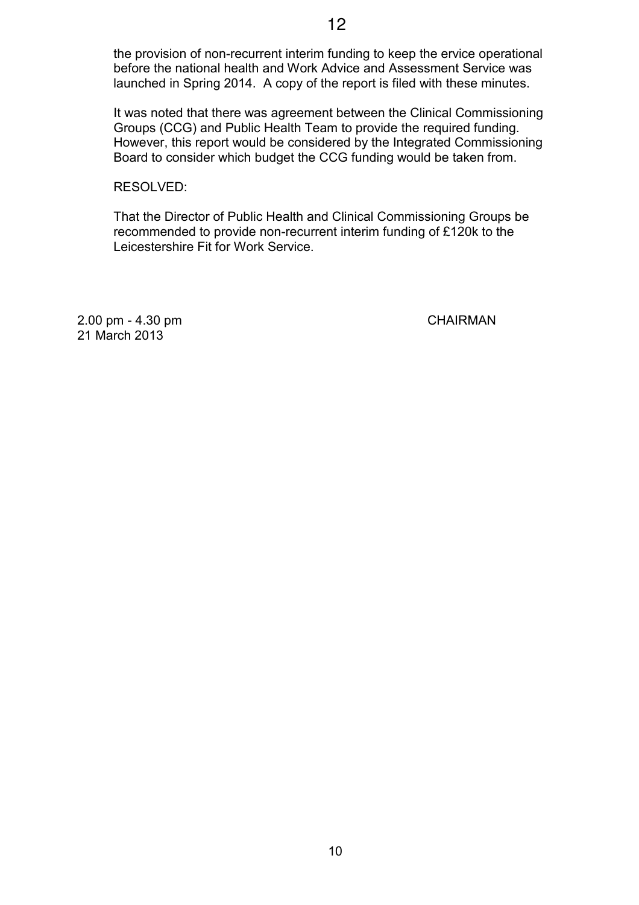the provision of non-recurrent interim funding to keep the ervice operational before the national health and Work Advice and Assessment Service was launched in Spring 2014. A copy of the report is filed with these minutes.

It was noted that there was agreement between the Clinical Commissioning Groups (CCG) and Public Health Team to provide the required funding. However, this report would be considered by the Integrated Commissioning Board to consider which budget the CCG funding would be taken from.

RESOLVED:

That the Director of Public Health and Clinical Commissioning Groups be recommended to provide non-recurrent interim funding of £120k to the Leicestershire Fit for Work Service.

2.00 pm - 4.30 pm
21 March 2013

CHAIRMAN